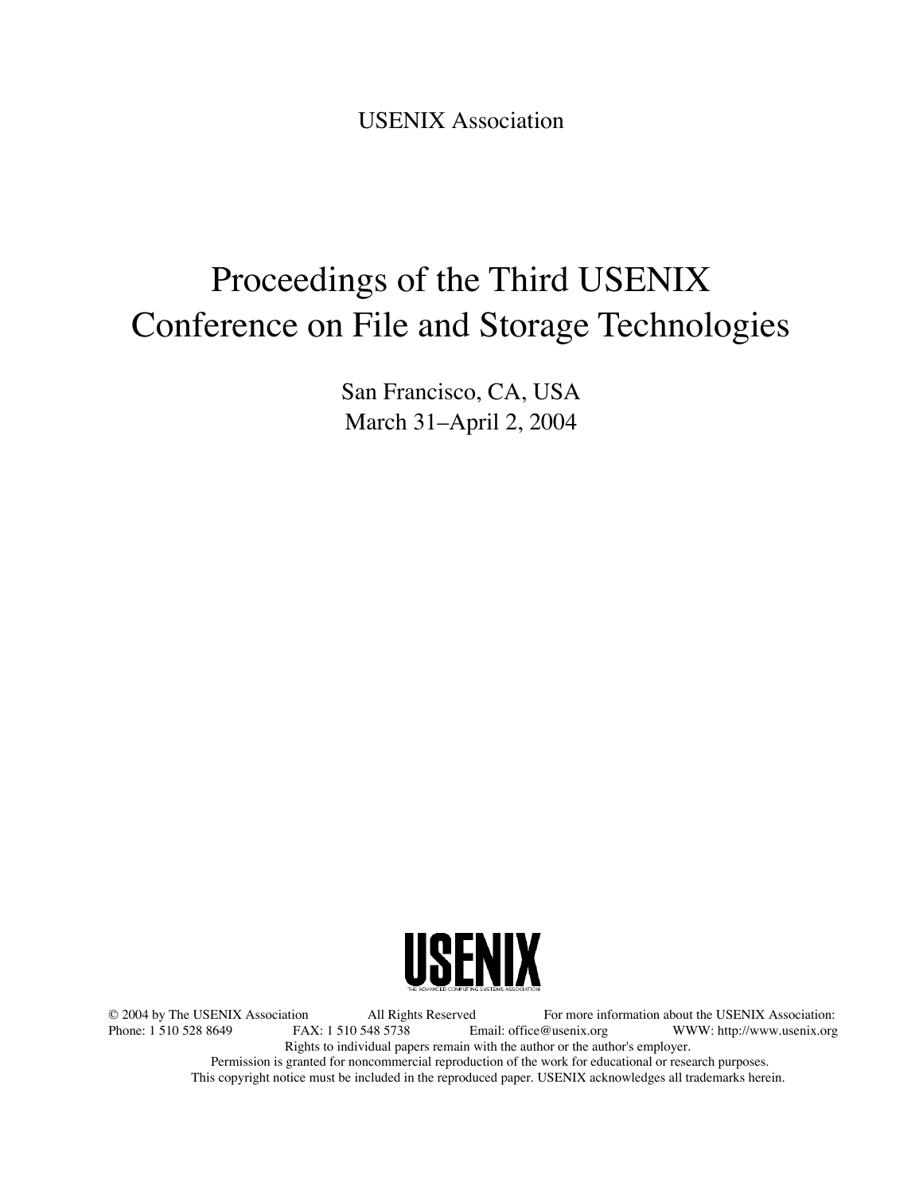USENIX Association

# Proceedings of the Third USENIX Conference on File and Storage Technologies

San Francisco, CA, USA
March 31–April 2, 2004

USENIX
THE ADVANCED COMPUTING SYSTEMS ASSOCIATION

© 2004 by The USENIX Association All Rights Reserved For more information about the USENIX Association:
Phone: 1 510 528 8649 FAX: 1 510 548 5738 Email: office@usenix.org WWW: http://www.usenix.org
Rights to individual papers remain with the author or the author's employer.
Permission is granted for noncommercial reproduction of the work for educational or research purposes.
This copyright notice must be included in the reproduced paper. USENIX acknowledges all trademarks herein.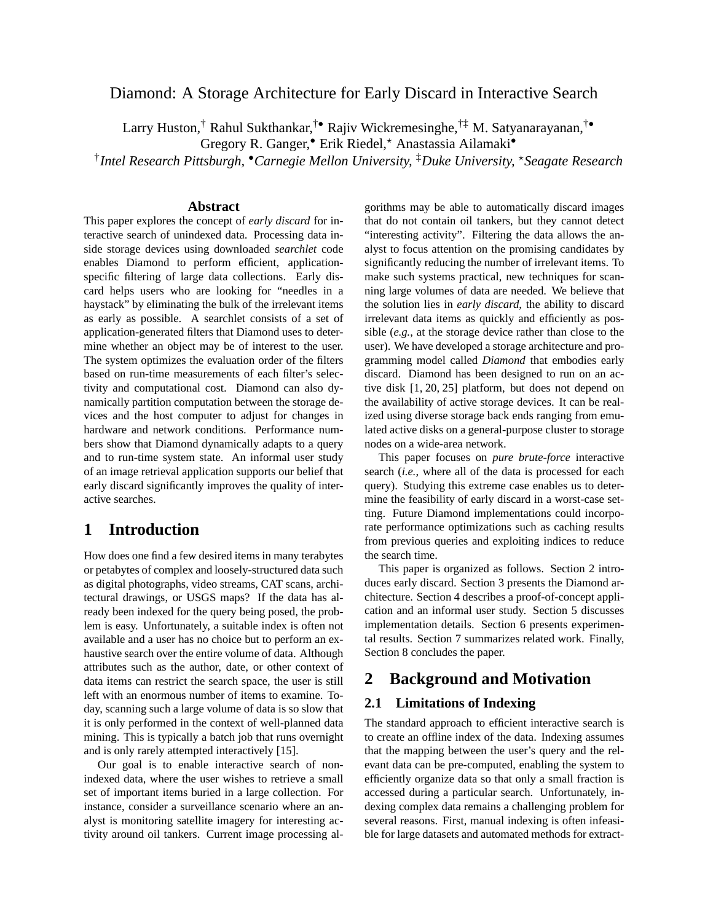# Diamond: A Storage Architecture for Early Discard in Interactive Search

Larry Huston,[†] Rahul Sukthankar,[†•] Rajiv Wickremesinghe,[†‡] M. Satyanarayanan,[†•]
Gregory R. Ganger,[•] Erik Riedel,[⋆] Anastassia Ailamaki[•]

[†]*Intel Research Pittsburgh,* [•]*Carnegie Mellon University,* [‡]*Duke University,* [⋆]*Seagate Research*

### Abstract

This paper explores the concept of *early discard* for interactive search of unindexed data. Processing data inside storage devices using downloaded *searchlet* code enables Diamond to perform efficient, application-specific filtering of large data collections. Early discard helps users who are looking for "needles in a haystack" by eliminating the bulk of the irrelevant items as early as possible. A searchlet consists of a set of application-generated filters that Diamond uses to determine whether an object may be of interest to the user. The system optimizes the evaluation order of the filters based on run-time measurements of each filter's selectivity and computational cost. Diamond can also dynamically partition computation between the storage devices and the host computer to adjust for changes in hardware and network conditions. Performance numbers show that Diamond dynamically adapts to a query and to run-time system state. An informal user study of an image retrieval application supports our belief that early discard significantly improves the quality of interactive searches.

## 1 Introduction

How does one find a few desired items in many terabytes or petabytes of complex and loosely-structured data such as digital photographs, video streams, CAT scans, architectural drawings, or USGS maps? If the data has already been indexed for the query being posed, the problem is easy. Unfortunately, a suitable index is often not available and a user has no choice but to perform an exhaustive search over the entire volume of data. Although attributes such as the author, date, or other context of data items can restrict the search space, the user is still left with an enormous number of items to examine. Today, scanning such a large volume of data is so slow that it is only performed in the context of well-planned data mining. This is typically a batch job that runs overnight and is only rarely attempted interactively [15].

Our goal is to enable interactive search of non-indexed data, where the user wishes to retrieve a small set of important items buried in a large collection. For instance, consider a surveillance scenario where an analyst is monitoring satellite imagery for interesting activity around oil tankers. Current image processing algorithms may be able to automatically discard images that do not contain oil tankers, but they cannot detect "interesting activity". Filtering the data allows the analyst to focus attention on the promising candidates by significantly reducing the number of irrelevant items. To make such systems practical, new techniques for scanning large volumes of data are needed. We believe that the solution lies in *early discard*, the ability to discard irrelevant data items as quickly and efficiently as possible (*e.g.*, at the storage device rather than close to the user). We have developed a storage architecture and programming model called *Diamond* that embodies early discard. Diamond has been designed to run on an active disk [1, 20, 25] platform, but does not depend on the availability of active storage devices. It can be realized using diverse storage back ends ranging from emulated active disks on a general-purpose cluster to storage nodes on a wide-area network.

This paper focuses on *pure brute-force* interactive search (*i.e.*, where all of the data is processed for each query). Studying this extreme case enables us to determine the feasibility of early discard in a worst-case setting. Future Diamond implementations could incorporate performance optimizations such as caching results from previous queries and exploiting indices to reduce the search time.

This paper is organized as follows. Section 2 introduces early discard. Section 3 presents the Diamond architecture. Section 4 describes a proof-of-concept application and an informal user study. Section 5 discusses implementation details. Section 6 presents experimental results. Section 7 summarizes related work. Finally, Section 8 concludes the paper.

## 2 Background and Motivation

### 2.1 Limitations of Indexing

The standard approach to efficient interactive search is to create an offline index of the data. Indexing assumes that the mapping between the user's query and the relevant data can be pre-computed, enabling the system to efficiently organize data so that only a small fraction is accessed during a particular search. Unfortunately, indexing complex data remains a challenging problem for several reasons. First, manual indexing is often infeasible for large datasets and automated methods for extract-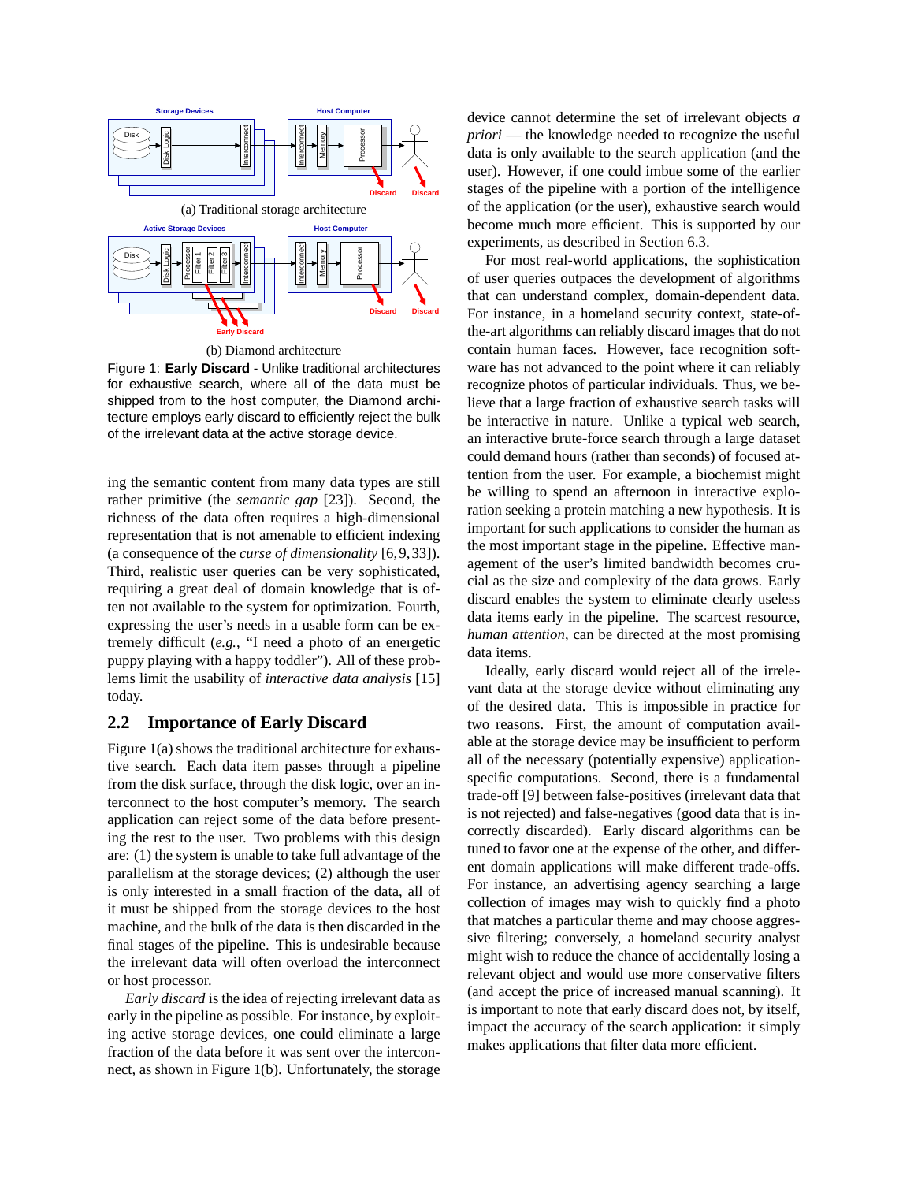(a) Traditional storage architecture

(b) Diamond architecture

Figure 1: **Early Discard** - Unlike traditional architectures for exhaustive search, where all of the data must be shipped from to the host computer, the Diamond architecture employs early discard to efficiently reject the bulk of the irrelevant data at the active storage device.

ing the semantic content from many data types are still rather primitive (the *semantic gap* [23]). Second, the richness of the data often requires a high-dimensional representation that is not amenable to efficient indexing (a consequence of the *curse of dimensionality* [6, 9, 33]). Third, realistic user queries can be very sophisticated, requiring a great deal of domain knowledge that is often not available to the system for optimization. Fourth, expressing the user's needs in a usable form can be extremely difficult (*e.g.*, "I need a photo of an energetic puppy playing with a happy toddler"). All of these problems limit the usability of *interactive data analysis* [15] today.

## 2.2 Importance of Early Discard

Figure 1(a) shows the traditional architecture for exhaustive search. Each data item passes through a pipeline from the disk surface, through the disk logic, over an interconnect to the host computer's memory. The search application can reject some of the data before presenting the rest to the user. Two problems with this design are: (1) the system is unable to take full advantage of the parallelism at the storage devices; (2) although the user is only interested in a small fraction of the data, all of it must be shipped from the storage devices to the host machine, and the bulk of the data is then discarded in the final stages of the pipeline. This is undesirable because the irrelevant data will often overload the interconnect or host processor.

*Early discard* is the idea of rejecting irrelevant data as early in the pipeline as possible. For instance, by exploiting active storage devices, one could eliminate a large fraction of the data before it was sent over the interconnect, as shown in Figure 1(b). Unfortunately, the storage device cannot determine the set of irrelevant objects *a priori* — the knowledge needed to recognize the useful data is only available to the search application (and the user). However, if one could imbue some of the earlier stages of the pipeline with a portion of the intelligence of the application (or the user), exhaustive search would become much more efficient. This is supported by our experiments, as described in Section 6.3.

For most real-world applications, the sophistication of user queries outpaces the development of algorithms that can understand complex, domain-dependent data. For instance, in a homeland security context, state-of-the-art algorithms can reliably discard images that do not contain human faces. However, face recognition software has not advanced to the point where it can reliably recognize photos of particular individuals. Thus, we believe that a large fraction of exhaustive search tasks will be interactive in nature. Unlike a typical web search, an interactive brute-force search through a large dataset could demand hours (rather than seconds) of focused attention from the user. For example, a biochemist might be willing to spend an afternoon in interactive exploration seeking a protein matching a new hypothesis. It is important for such applications to consider the human as the most important stage in the pipeline. Effective management of the user's limited bandwidth becomes crucial as the size and complexity of the data grows. Early discard enables the system to eliminate clearly useless data items early in the pipeline. The scarcest resource, *human attention*, can be directed at the most promising data items.

Ideally, early discard would reject all of the irrelevant data at the storage device without eliminating any of the desired data. This is impossible in practice for two reasons. First, the amount of computation available at the storage device may be insufficient to perform all of the necessary (potentially expensive) application-specific computations. Second, there is a fundamental trade-off [9] between false-positives (irrelevant data that is not rejected) and false-negatives (good data that is incorrectly discarded). Early discard algorithms can be tuned to favor one at the expense of the other, and different domain applications will make different trade-offs. For instance, an advertising agency searching a large collection of images may wish to quickly find a photo that matches a particular theme and may choose aggressive filtering; conversely, a homeland security analyst might wish to reduce the chance of accidentally losing a relevant object and would use more conservative filters (and accept the price of increased manual scanning). It is important to note that early discard does not, by itself, impact the accuracy of the search application: it simply makes applications that filter data more efficient.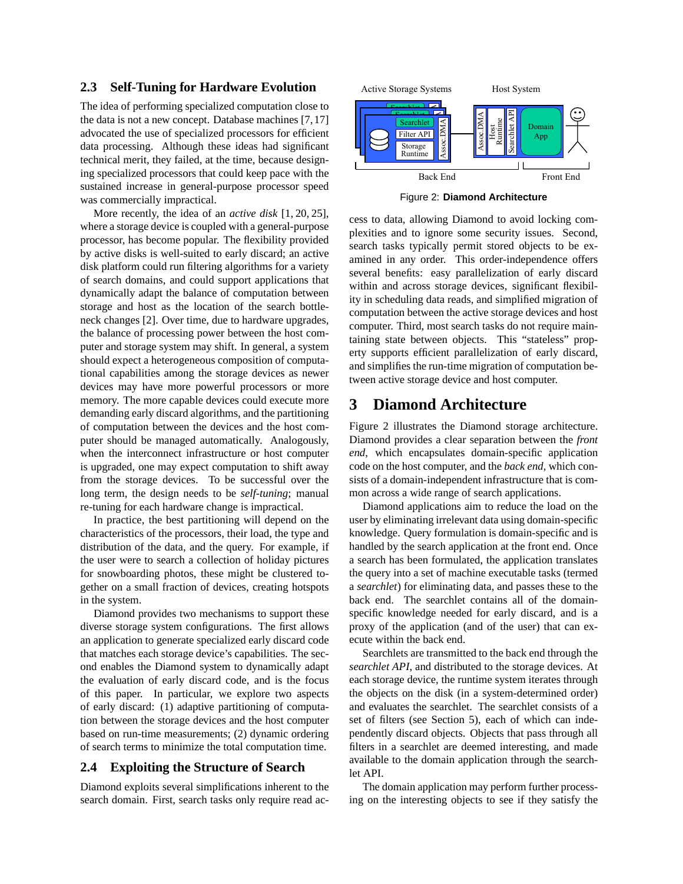### 2.3 Self-Tuning for Hardware Evolution

The idea of performing specialized computation close to the data is not a new concept. Database machines [7, 17] advocated the use of specialized processors for efficient data processing. Although these ideas had significant technical merit, they failed, at the time, because designing specialized processors that could keep pace with the sustained increase in general-purpose processor speed was commercially impractical.

More recently, the idea of an *active disk* [1, 20, 25], where a storage device is coupled with a general-purpose processor, has become popular. The flexibility provided by active disks is well-suited to early discard; an active disk platform could run filtering algorithms for a variety of search domains, and could support applications that dynamically adapt the balance of computation between storage and host as the location of the search bottleneck changes [2]. Over time, due to hardware upgrades, the balance of processing power between the host computer and storage system may shift. In general, a system should expect a heterogeneous composition of computational capabilities among the storage devices as newer devices may have more powerful processors or more memory. The more capable devices could execute more demanding early discard algorithms, and the partitioning of computation between the devices and the host computer should be managed automatically. Analogously, when the interconnect infrastructure or host computer is upgraded, one may expect computation to shift away from the storage devices. To be successful over the long term, the design needs to be *self-tuning*; manual re-tuning for each hardware change is impractical.

In practice, the best partitioning will depend on the characteristics of the processors, their load, the type and distribution of the data, and the query. For example, if the user were to search a collection of holiday pictures for snowboarding photos, these might be clustered together on a small fraction of devices, creating hotspots in the system.

Diamond provides two mechanisms to support these diverse storage system configurations. The first allows an application to generate specialized early discard code that matches each storage device's capabilities. The second enables the Diamond system to dynamically adapt the evaluation of early discard code, and is the focus of this paper. In particular, we explore two aspects of early discard: (1) adaptive partitioning of computation between the storage devices and the host computer based on run-time measurements; (2) dynamic ordering of search terms to minimize the total computation time.

### 2.4 Exploiting the Structure of Search

Diamond exploits several simplifications inherent to the search domain. First, search tasks only require read access to data, allowing Diamond to avoid locking complexities and to ignore some security issues. Second, search tasks typically permit stored objects to be examined in any order. This order-independence offers several benefits: easy parallelization of early discard within and across storage devices, significant flexibility in scheduling data reads, and simplified migration of computation between the active storage devices and host computer. Third, most search tasks do not require maintaining state between objects. This "stateless" property supports efficient parallelization of early discard, and simplifies the run-time migration of computation between active storage device and host computer.

Figure 2: **Diamond Architecture**

## 3 Diamond Architecture

Figure 2 illustrates the Diamond storage architecture. Diamond provides a clear separation between the *front end*, which encapsulates domain-specific application code on the host computer, and the *back end*, which consists of a domain-independent infrastructure that is common across a wide range of search applications.

Diamond applications aim to reduce the load on the user by eliminating irrelevant data using domain-specific knowledge. Query formulation is domain-specific and is handled by the search application at the front end. Once a search has been formulated, the application translates the query into a set of machine executable tasks (termed a *searchlet*) for eliminating data, and passes these to the back end. The searchlet contains all of the domain-specific knowledge needed for early discard, and is a proxy of the application (and of the user) that can execute within the back end.

Searchlets are transmitted to the back end through the *searchlet API*, and distributed to the storage devices. At each storage device, the runtime system iterates through the objects on the disk (in a system-determined order) and evaluates the searchlet. The searchlet consists of a set of filters (see Section 5), each of which can independently discard objects. Objects that pass through all filters in a searchlet are deemed interesting, and made available to the domain application through the searchlet API.

The domain application may perform further processing on the interesting objects to see if they satisfy the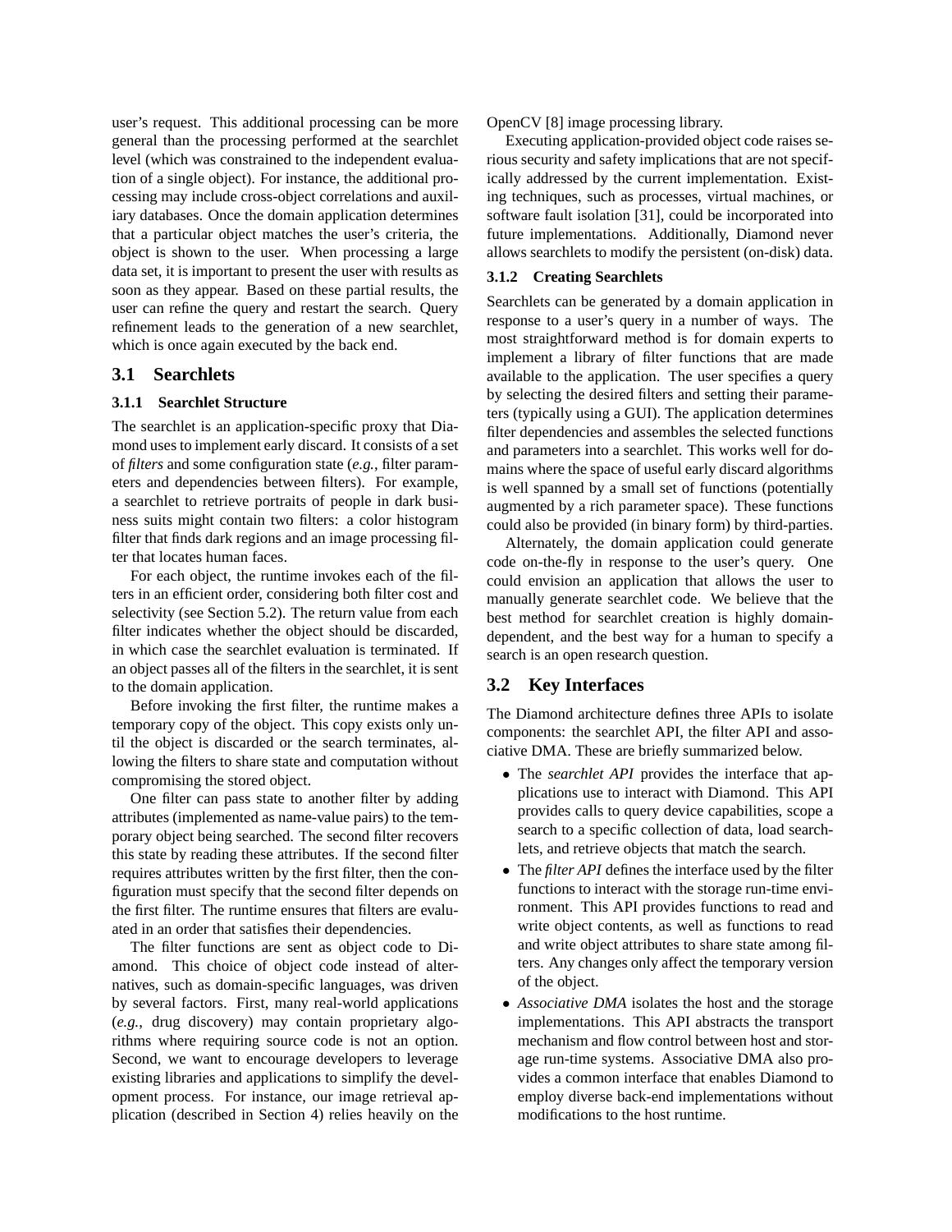user's request. This additional processing can be more general than the processing performed at the searchlet level (which was constrained to the independent evaluation of a single object). For instance, the additional processing may include cross-object correlations and auxiliary databases. Once the domain application determines that a particular object matches the user's criteria, the object is shown to the user. When processing a large data set, it is important to present the user with results as soon as they appear. Based on these partial results, the user can refine the query and restart the search. Query refinement leads to the generation of a new searchlet, which is once again executed by the back end.

## 3.1 Searchlets

### 3.1.1 Searchlet Structure

The searchlet is an application-specific proxy that Diamond uses to implement early discard. It consists of a set of *filters* and some configuration state (*e.g.*, filter parameters and dependencies between filters). For example, a searchlet to retrieve portraits of people in dark business suits might contain two filters: a color histogram filter that finds dark regions and an image processing filter that locates human faces.

For each object, the runtime invokes each of the filters in an efficient order, considering both filter cost and selectivity (see Section 5.2). The return value from each filter indicates whether the object should be discarded, in which case the searchlet evaluation is terminated. If an object passes all of the filters in the searchlet, it is sent to the domain application.

Before invoking the first filter, the runtime makes a temporary copy of the object. This copy exists only until the object is discarded or the search terminates, allowing the filters to share state and computation without compromising the stored object.

One filter can pass state to another filter by adding attributes (implemented as name-value pairs) to the temporary object being searched. The second filter recovers this state by reading these attributes. If the second filter requires attributes written by the first filter, then the configuration must specify that the second filter depends on the first filter. The runtime ensures that filters are evaluated in an order that satisfies their dependencies.

The filter functions are sent as object code to Diamond. This choice of object code instead of alternatives, such as domain-specific languages, was driven by several factors. First, many real-world applications (*e.g.*, drug discovery) may contain proprietary algorithms where requiring source code is not an option. Second, we want to encourage developers to leverage existing libraries and applications to simplify the development process. For instance, our image retrieval application (described in Section 4) relies heavily on the OpenCV [8] image processing library.

Executing application-provided object code raises serious security and safety implications that are not specifically addressed by the current implementation. Existing techniques, such as processes, virtual machines, or software fault isolation [31], could be incorporated into future implementations. Additionally, Diamond never allows searchlets to modify the persistent (on-disk) data.

### 3.1.2 Creating Searchlets

Searchlets can be generated by a domain application in response to a user's query in a number of ways. The most straightforward method is for domain experts to implement a library of filter functions that are made available to the application. The user specifies a query by selecting the desired filters and setting their parameters (typically using a GUI). The application determines filter dependencies and assembles the selected functions and parameters into a searchlet. This works well for domains where the space of useful early discard algorithms is well spanned by a small set of functions (potentially augmented by a rich parameter space). These functions could also be provided (in binary form) by third-parties.

Alternately, the domain application could generate code on-the-fly in response to the user's query. One could envision an application that allows the user to manually generate searchlet code. We believe that the best method for searchlet creation is highly domain-dependent, and the best way for a human to specify a search is an open research question.

## 3.2 Key Interfaces

The Diamond architecture defines three APIs to isolate components: the searchlet API, the filter API and associative DMA. These are briefly summarized below.

- The *searchlet API* provides the interface that applications use to interact with Diamond. This API provides calls to query device capabilities, scope a search to a specific collection of data, load searchlets, and retrieve objects that match the search.
- The *filter API* defines the interface used by the filter functions to interact with the storage run-time environment. This API provides functions to read and write object contents, as well as functions to read and write object attributes to share state among filters. Any changes only affect the temporary version of the object.
- *Associative DMA* isolates the host and the storage implementations. This API abstracts the transport mechanism and flow control between host and storage run-time systems. Associative DMA also provides a common interface that enables Diamond to employ diverse back-end implementations without modifications to the host runtime.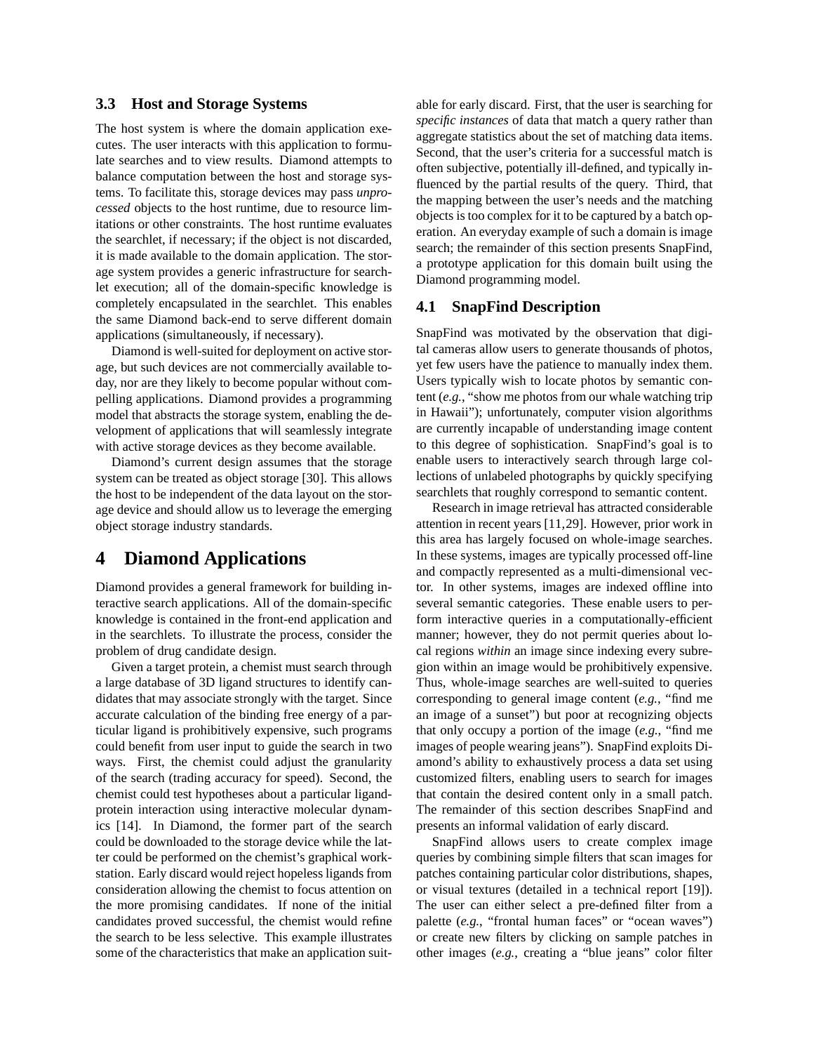### 3.3 Host and Storage Systems

The host system is where the domain application executes. The user interacts with this application to formulate searches and to view results. Diamond attempts to balance computation between the host and storage systems. To facilitate this, storage devices may pass *unprocessed* objects to the host runtime, due to resource limitations or other constraints. The host runtime evaluates the searchlet, if necessary; if the object is not discarded, it is made available to the domain application. The storage system provides a generic infrastructure for searchlet execution; all of the domain-specific knowledge is completely encapsulated in the searchlet. This enables the same Diamond back-end to serve different domain applications (simultaneously, if necessary).

Diamond is well-suited for deployment on active storage, but such devices are not commercially available today, nor are they likely to become popular without compelling applications. Diamond provides a programming model that abstracts the storage system, enabling the development of applications that will seamlessly integrate with active storage devices as they become available.

Diamond's current design assumes that the storage system can be treated as object storage [30]. This allows the host to be independent of the data layout on the storage device and should allow us to leverage the emerging object storage industry standards.

# 4 Diamond Applications

Diamond provides a general framework for building interactive search applications. All of the domain-specific knowledge is contained in the front-end application and in the searchlets. To illustrate the process, consider the problem of drug candidate design.

Given a target protein, a chemist must search through a large database of 3D ligand structures to identify candidates that may associate strongly with the target. Since accurate calculation of the binding free energy of a particular ligand is prohibitively expensive, such programs could benefit from user input to guide the search in two ways. First, the chemist could adjust the granularity of the search (trading accuracy for speed). Second, the chemist could test hypotheses about a particular ligand-protein interaction using interactive molecular dynamics [14]. In Diamond, the former part of the search could be downloaded to the storage device while the latter could be performed on the chemist's graphical workstation. Early discard would reject hopeless ligands from consideration allowing the chemist to focus attention on the more promising candidates. If none of the initial candidates proved successful, the chemist would refine the search to be less selective. This example illustrates some of the characteristics that make an application suitable for early discard. First, that the user is searching for *specific instances* of data that match a query rather than aggregate statistics about the set of matching data items. Second, that the user's criteria for a successful match is often subjective, potentially ill-defined, and typically influenced by the partial results of the query. Third, that the mapping between the user's needs and the matching objects is too complex for it to be captured by a batch operation. An everyday example of such a domain is image search; the remainder of this section presents SnapFind, a prototype application for this domain built using the Diamond programming model.

## 4.1 SnapFind Description

SnapFind was motivated by the observation that digital cameras allow users to generate thousands of photos, yet few users have the patience to manually index them. Users typically wish to locate photos by semantic content (*e.g.*, "show me photos from our whale watching trip in Hawaii"); unfortunately, computer vision algorithms are currently incapable of understanding image content to this degree of sophistication. SnapFind's goal is to enable users to interactively search through large collections of unlabeled photographs by quickly specifying searchlets that roughly correspond to semantic content.

Research in image retrieval has attracted considerable attention in recent years [11,29]. However, prior work in this area has largely focused on whole-image searches. In these systems, images are typically processed off-line and compactly represented as a multi-dimensional vector. In other systems, images are indexed offline into several semantic categories. These enable users to perform interactive queries in a computationally-efficient manner; however, they do not permit queries about local regions *within* an image since indexing every subregion within an image would be prohibitively expensive. Thus, whole-image searches are well-suited to queries corresponding to general image content (*e.g.*, "find me an image of a sunset") but poor at recognizing objects that only occupy a portion of the image (*e.g.*, "find me images of people wearing jeans"). SnapFind exploits Diamond's ability to exhaustively process a data set using customized filters, enabling users to search for images that contain the desired content only in a small patch. The remainder of this section describes SnapFind and presents an informal validation of early discard.

SnapFind allows users to create complex image queries by combining simple filters that scan images for patches containing particular color distributions, shapes, or visual textures (detailed in a technical report [19]). The user can either select a pre-defined filter from a palette (*e.g.*, "frontal human faces" or "ocean waves") or create new filters by clicking on sample patches in other images (*e.g.*, creating a "blue jeans" color filter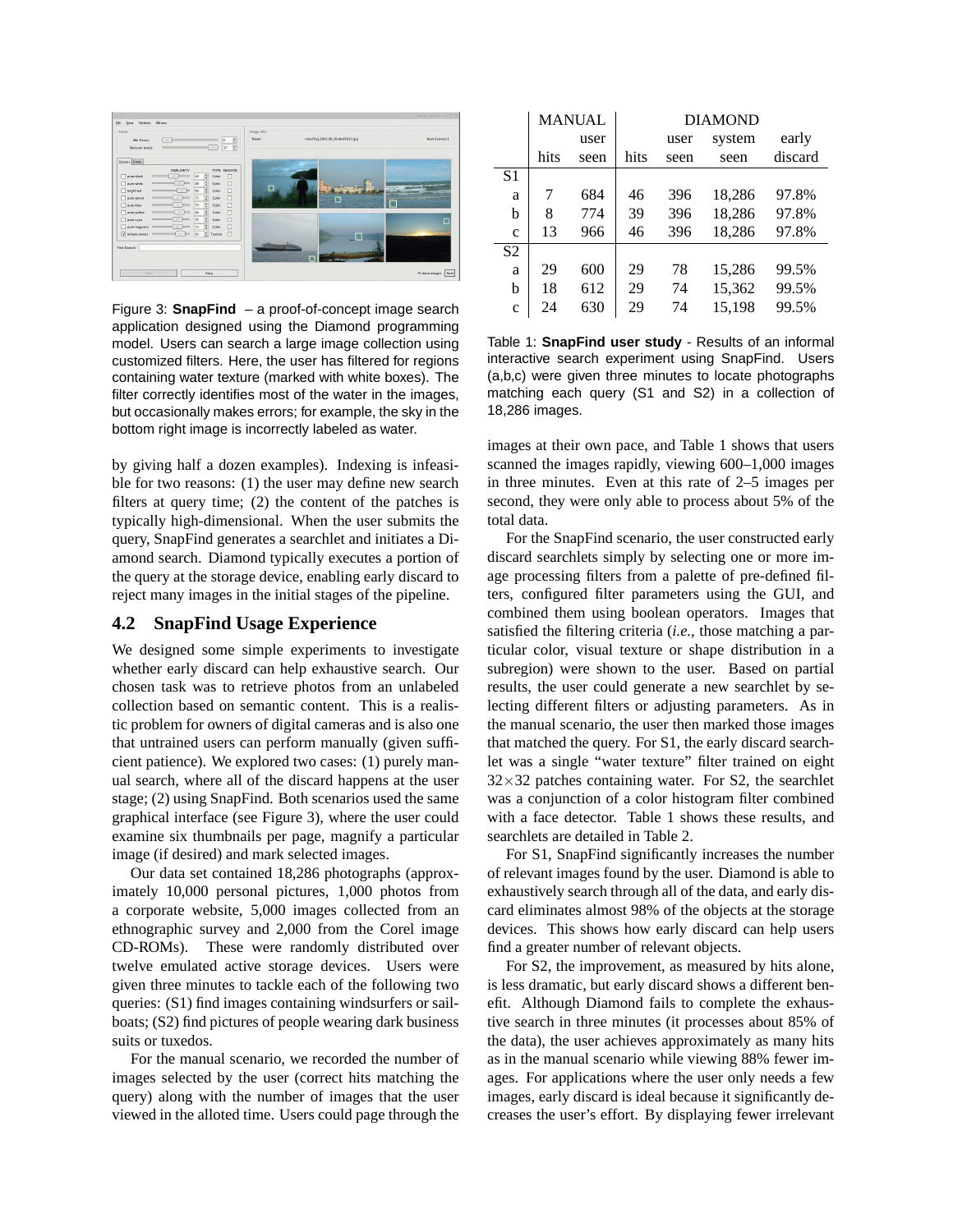Figure 3: **SnapFind** – a proof-of-concept image search application designed using the Diamond programming model. Users can search a large image collection using customized filters. Here, the user has filtered for regions containing water texture (marked with white boxes). The filter correctly identifies most of the water in the images, but occasionally makes errors; for example, the sky in the bottom right image is incorrectly labeled as water.

by giving half a dozen examples). Indexing is infeasible for two reasons: (1) the user may define new search filters at query time; (2) the content of the patches is typically high-dimensional. When the user submits the query, SnapFind generates a searchlet and initiates a Diamond search. Diamond typically executes a portion of the query at the storage device, enabling early discard to reject many images in the initial stages of the pipeline.

## 4.2 SnapFind Usage Experience

We designed some simple experiments to investigate whether early discard can help exhaustive search. Our chosen task was to retrieve photos from an unlabeled collection based on semantic content. This is a realistic problem for owners of digital cameras and is also one that untrained users can perform manually (given sufficient patience). We explored two cases: (1) purely manual search, where all of the discard happens at the user stage; (2) using SnapFind. Both scenarios used the same graphical interface (see Figure 3), where the user could examine six thumbnails per page, magnify a particular image (if desired) and mark selected images.

Our data set contained 18,286 photographs (approximately 10,000 personal pictures, 1,000 photos from a corporate website, 5,000 images collected from an ethnographic survey and 2,000 from the Corel image CD-ROMs). These were randomly distributed over twelve emulated active storage devices. Users were given three minutes to tackle each of the following two queries: (S1) find images containing windsurfers or sailboats; (S2) find pictures of people wearing dark business suits or tuxedos.

For the manual scenario, we recorded the number of images selected by the user (correct hits matching the query) along with the number of images that the user viewed in the alloted time. Users could page through the images at their own pace, and Table 1 shows that users scanned the images rapidly, viewing 600–1,000 images in three minutes. Even at this rate of 2–5 images per second, they were only able to process about 5% of the total data.

|  | MANUAL |  | DIAMOND |  |  |  |
|---|---|---|---|---|---|---|
|  | hits | user seen | hits | user seen | system seen | early discard |
| S1 |  |  |  |  |  |  |
| a | 7 | 684 | 46 | 396 | 18,286 | 97.8% |
| b | 8 | 774 | 39 | 396 | 18,286 | 97.8% |
| c | 13 | 966 | 46 | 396 | 18,286 | 97.8% |
| S2 |  |  |  |  |  |  |
| a | 29 | 600 | 29 | 78 | 15,286 | 99.5% |
| b | 18 | 612 | 29 | 74 | 15,362 | 99.5% |
| c | 24 | 630 | 29 | 74 | 15,198 | 99.5% |

Table 1: **SnapFind user study** - Results of an informal interactive search experiment using SnapFind. Users (a,b,c) were given three minutes to locate photographs matching each query (S1 and S2) in a collection of 18,286 images.

For the SnapFind scenario, the user constructed early discard searchlets simply by selecting one or more image processing filters from a palette of pre-defined filters, configured filter parameters using the GUI, and combined them using boolean operators. Images that satisfied the filtering criteria (*i.e.*, those matching a particular color, visual texture or shape distribution in a subregion) were shown to the user. Based on partial results, the user could generate a new searchlet by selecting different filters or adjusting parameters. As in the manual scenario, the user then marked those images that matched the query. For S1, the early discard searchlet was a single "water texture" filter trained on eight $32 \times 32$ patches containing water. For S2, the searchlet was a conjunction of a color histogram filter combined with a face detector. Table 1 shows these results, and searchlets are detailed in Table 2.

For S1, SnapFind significantly increases the number of relevant images found by the user. Diamond is able to exhaustively search through all of the data, and early discard eliminates almost 98% of the objects at the storage devices. This shows how early discard can help users find a greater number of relevant objects.

For S2, the improvement, as measured by hits alone, is less dramatic, but early discard shows a different benefit. Although Diamond fails to complete the exhaustive search in three minutes (it processes about 85% of the data), the user achieves approximately as many hits as in the manual scenario while viewing 88% fewer images. For applications where the user only needs a few images, early discard is ideal because it significantly decreases the user's effort. By displaying fewer irrelevant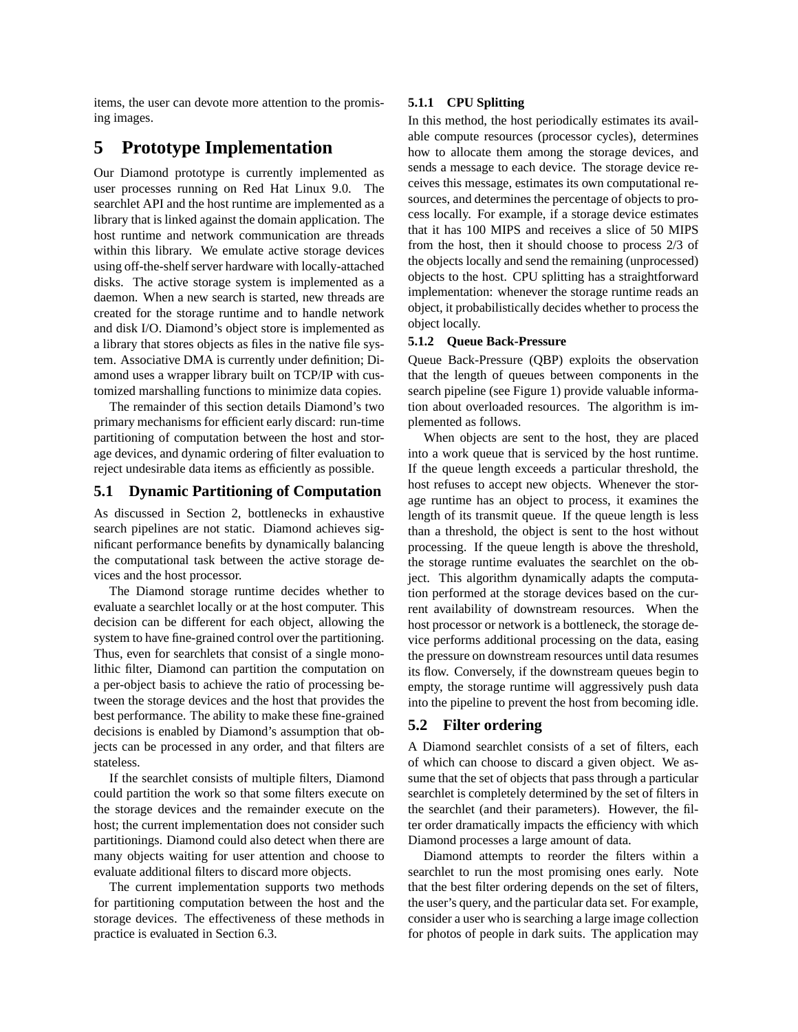items, the user can devote more attention to the promising images.

# 5 Prototype Implementation

Our Diamond prototype is currently implemented as user processes running on Red Hat Linux 9.0. The searchlet API and the host runtime are implemented as a library that is linked against the domain application. The host runtime and network communication are threads within this library. We emulate active storage devices using off-the-shelf server hardware with locally-attached disks. The active storage system is implemented as a daemon. When a new search is started, new threads are created for the storage runtime and to handle network and disk I/O. Diamond's object store is implemented as a library that stores objects as files in the native file system. Associative DMA is currently under definition; Diamond uses a wrapper library built on TCP/IP with customized marshalling functions to minimize data copies.

The remainder of this section details Diamond's two primary mechanisms for efficient early discard: run-time partitioning of computation between the host and storage devices, and dynamic ordering of filter evaluation to reject undesirable data items as efficiently as possible.

## 5.1 Dynamic Partitioning of Computation

As discussed in Section 2, bottlenecks in exhaustive search pipelines are not static. Diamond achieves significant performance benefits by dynamically balancing the computational task between the active storage devices and the host processor.

The Diamond storage runtime decides whether to evaluate a searchlet locally or at the host computer. This decision can be different for each object, allowing the system to have fine-grained control over the partitioning. Thus, even for searchlets that consist of a single monolithic filter, Diamond can partition the computation on a per-object basis to achieve the ratio of processing between the storage devices and the host that provides the best performance. The ability to make these fine-grained decisions is enabled by Diamond's assumption that objects can be processed in any order, and that filters are stateless.

If the searchlet consists of multiple filters, Diamond could partition the work so that some filters execute on the storage devices and the remainder execute on the host; the current implementation does not consider such partitionings. Diamond could also detect when there are many objects waiting for user attention and choose to evaluate additional filters to discard more objects.

The current implementation supports two methods for partitioning computation between the host and the storage devices. The effectiveness of these methods in practice is evaluated in Section 6.3.

### 5.1.1 CPU Splitting

In this method, the host periodically estimates its available compute resources (processor cycles), determines how to allocate them among the storage devices, and sends a message to each device. The storage device receives this message, estimates its own computational resources, and determines the percentage of objects to process locally. For example, if a storage device estimates that it has 100 MIPS and receives a slice of 50 MIPS from the host, then it should choose to process 2/3 of the objects locally and send the remaining (unprocessed) objects to the host. CPU splitting has a straightforward implementation: whenever the storage runtime reads an object, it probabilistically decides whether to process the object locally.

### 5.1.2 Queue Back-Pressure

Queue Back-Pressure (QBP) exploits the observation that the length of queues between components in the search pipeline (see Figure 1) provide valuable information about overloaded resources. The algorithm is implemented as follows.

When objects are sent to the host, they are placed into a work queue that is serviced by the host runtime. If the queue length exceeds a particular threshold, the host refuses to accept new objects. Whenever the storage runtime has an object to process, it examines the length of its transmit queue. If the queue length is less than a threshold, the object is sent to the host without processing. If the queue length is above the threshold, the storage runtime evaluates the searchlet on the object. This algorithm dynamically adapts the computation performed at the storage devices based on the current availability of downstream resources. When the host processor or network is a bottleneck, the storage device performs additional processing on the data, easing the pressure on downstream resources until data resumes its flow. Conversely, if the downstream queues begin to empty, the storage runtime will aggressively push data into the pipeline to prevent the host from becoming idle.

## 5.2 Filter ordering

A Diamond searchlet consists of a set of filters, each of which can choose to discard a given object. We assume that the set of objects that pass through a particular searchlet is completely determined by the set of filters in the searchlet (and their parameters). However, the filter order dramatically impacts the efficiency with which Diamond processes a large amount of data.

Diamond attempts to reorder the filters within a searchlet to run the most promising ones early. Note that the best filter ordering depends on the set of filters, the user's query, and the particular data set. For example, consider a user who is searching a large image collection for photos of people in dark suits. The application may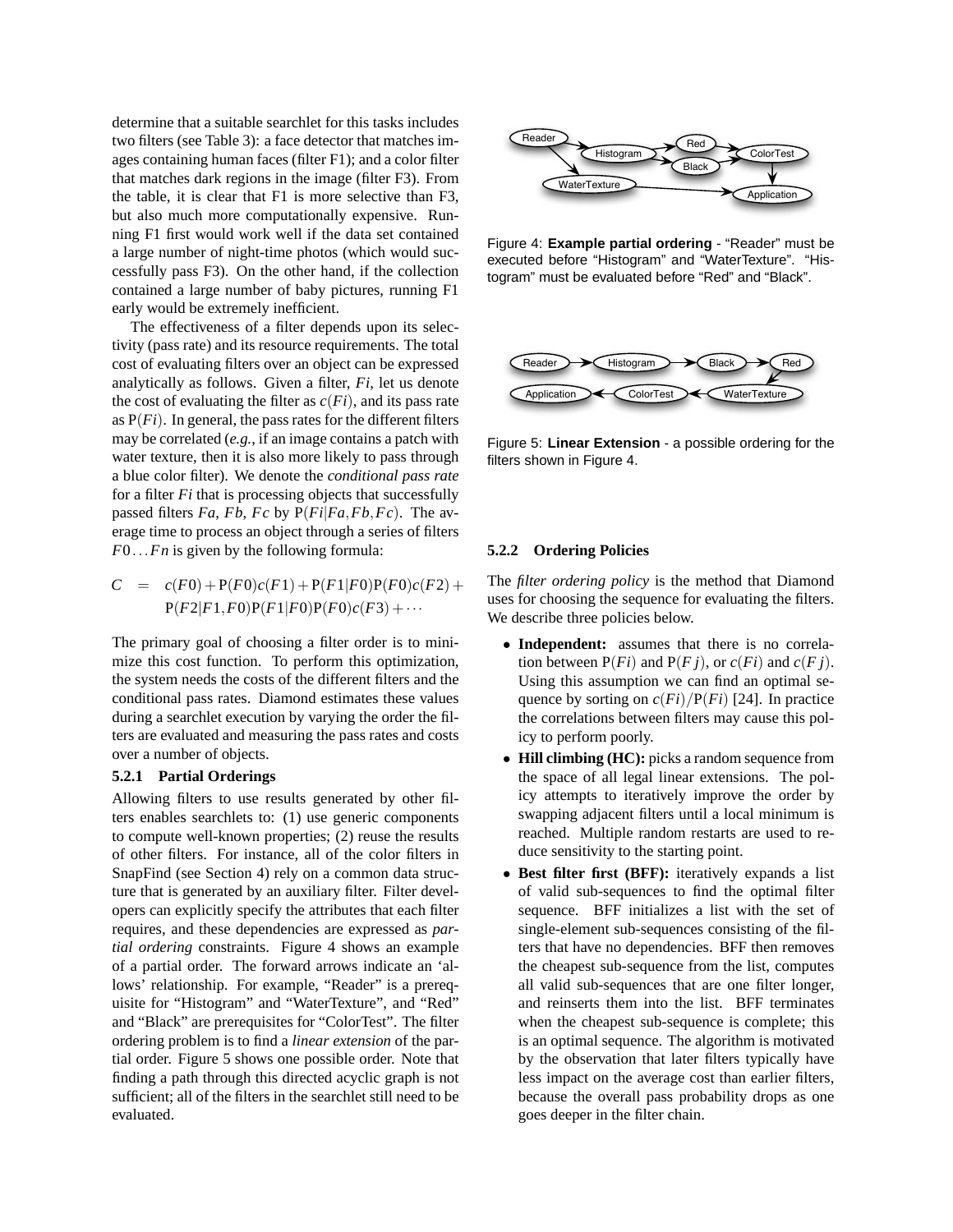determine that a suitable searchlet for this tasks includes two filters (see Table 3): a face detector that matches images containing human faces (filter F1); and a color filter that matches dark regions in the image (filter F3). From the table, it is clear that F1 is more selective than F3, but also much more computationally expensive. Running F1 first would work well if the data set contained a large number of night-time photos (which would successfully pass F3). On the other hand, if the collection contained a large number of baby pictures, running F1 early would be extremely inefficient.

The effectiveness of a filter depends upon its selectivity (pass rate) and its resource requirements. The total cost of evaluating filters over an object can be expressed analytically as follows. Given a filter, $Fi$, let us denote the cost of evaluating the filter as $c(Fi)$, and its pass rate as $\mathrm{P}(Fi)$. In general, the pass rates for the different filters may be correlated (*e.g.,* if an image contains a patch with water texture, then it is also more likely to pass through a blue color filter). We denote the *conditional pass rate* for a filter $Fi$ that is processing objects that successfully passed filters $Fa$, $Fb$, $Fc$ by $\mathrm{P}(Fi|Fa,Fb,Fc)$. The average time to process an object through a series of filters $F0\ldots Fn$ is given by the following formula:

$$
\begin{aligned}
C &= c(F0) + \mathrm{P}(F0)c(F1) + \mathrm{P}(F1|F0)\mathrm{P}(F0)c(F2) + \\
&\quad \mathrm{P}(F2|F1,F0)\mathrm{P}(F1|F0)\mathrm{P}(F0)c(F3) + \cdots
\end{aligned}
$$

The primary goal of choosing a filter order is to minimize this cost function. To perform this optimization, the system needs the costs of the different filters and the conditional pass rates. Diamond estimates these values during a searchlet execution by varying the order the filters are evaluated and measuring the pass rates and costs over a number of objects.

#### 5.2.1 Partial Orderings

Allowing filters to use results generated by other filters enables searchlets to: (1) use generic components to compute well-known properties; (2) reuse the results of other filters. For instance, all of the color filters in SnapFind (see Section 4) rely on a common data structure that is generated by an auxiliary filter. Filter developers can explicitly specify the attributes that each filter requires, and these dependencies are expressed as *partial ordering* constraints. Figure 4 shows an example of a partial order. The forward arrows indicate an 'allows' relationship. For example, "Reader" is a prerequisite for "Histogram" and "WaterTexture", and "Red" and "Black" are prerequisites for "ColorTest". The filter ordering problem is to find a *linear extension* of the partial order. Figure 5 shows one possible order. Note that finding a path through this directed acyclic graph is not sufficient; all of the filters in the searchlet still need to be evaluated.

Figure 4: **Example partial ordering** - "Reader" must be executed before "Histogram" and "WaterTexture". "Histogram" must be evaluated before "Red" and "Black".

Figure 5: **Linear Extension** - a possible ordering for the filters shown in Figure 4.

#### 5.2.2 Ordering Policies

The *filter ordering policy* is the method that Diamond uses for choosing the sequence for evaluating the filters. We describe three policies below.

- **Independent:** assumes that there is no correlation between $\mathrm{P}(Fi)$ and $\mathrm{P}(Fj)$, or $c(Fi)$ and $c(Fj)$. Using this assumption we can find an optimal sequence by sorting on $c(Fi)/\mathrm{P}(Fi)$ [24]. In practice the correlations between filters may cause this policy to perform poorly.
- **Hill climbing (HC):** picks a random sequence from the space of all legal linear extensions. The policy attempts to iteratively improve the order by swapping adjacent filters until a local minimum is reached. Multiple random restarts are used to reduce sensitivity to the starting point.
- **Best filter first (BFF):** iteratively expands a list of valid sub-sequences to find the optimal filter sequence. BFF initializes a list with the set of single-element sub-sequences consisting of the filters that have no dependencies. BFF then removes the cheapest sub-sequence from the list, computes all valid sub-sequences that are one filter longer, and reinserts them into the list. BFF terminates when the cheapest sub-sequence is complete; this is an optimal sequence. The algorithm is motivated by the observation that later filters typically have less impact on the average cost than earlier filters, because the overall pass probability drops as one goes deeper in the filter chain.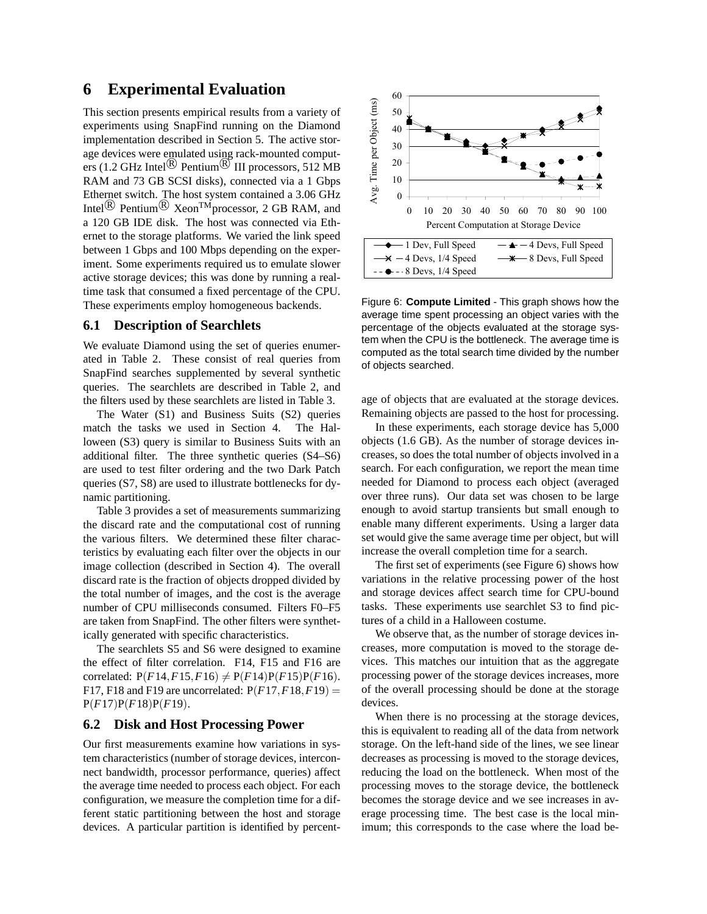# 6 Experimental Evaluation

This section presents empirical results from a variety of experiments using SnapFind running on the Diamond implementation described in Section 5. The active storage devices were emulated using rack-mounted computers (1.2 GHz Intel® Pentium® III processors, 512 MB RAM and 73 GB SCSI disks), connected via a 1 Gbps Ethernet switch. The host system contained a 3.06 GHz Intel® Pentium® Xeon™ processor, 2 GB RAM, and a 120 GB IDE disk. The host was connected via Ethernet to the storage platforms. We varied the link speed between 1 Gbps and 100 Mbps depending on the experiment. Some experiments required us to emulate slower active storage devices; this was done by running a real-time task that consumed a fixed percentage of the CPU. These experiments employ homogeneous backends.

## 6.1 Description of Searchlets

We evaluate Diamond using the set of queries enumerated in Table 2. These consist of real queries from SnapFind searches supplemented by several synthetic queries. The searchlets are described in Table 2, and the filters used by these searchlets are listed in Table 3.

The Water (S1) and Business Suits (S2) queries match the tasks we used in Section 4. The Halloween (S3) query is similar to Business Suits with an additional filter. The three synthetic queries (S4–S6) are used to test filter ordering and the two Dark Patch queries (S7, S8) are used to illustrate bottlenecks for dynamic partitioning.

Table 3 provides a set of measurements summarizing the discard rate and the computational cost of running the various filters. We determined these filter characteristics by evaluating each filter over the objects in our image collection (described in Section 4). The overall discard rate is the fraction of objects dropped divided by the total number of images, and the cost is the average number of CPU milliseconds consumed. Filters F0–F5 are taken from SnapFind. The other filters were synthetically generated with specific characteristics.

The searchlets S5 and S6 were designed to examine the effect of filter correlation. F14, F15 and F16 are correlated: $\mathrm{P}(F14,F15,F16) \neq \mathrm{P}(F14)\mathrm{P}(F15)\mathrm{P}(F16)$. F17, F18 and F19 are uncorrelated: $\mathrm{P}(F17,F18,F19) = \mathrm{P}(F17)\mathrm{P}(F18)\mathrm{P}(F19)$.

## 6.2 Disk and Host Processing Power

Our first measurements examine how variations in system characteristics (number of storage devices, interconnect bandwidth, processor performance, queries) affect the average time needed to process each object. For each configuration, we measure the completion time for a different static partitioning between the host and storage devices. A particular partition is identified by percentage of objects that are evaluated at the storage devices. Remaining objects are passed to the host for processing.

Figure 6: **Compute Limited** - This graph shows how the average time spent processing an object varies with the percentage of the objects evaluated at the storage system when the CPU is the bottleneck. The average time is computed as the total search time divided by the number of objects searched.

In these experiments, each storage device has 5,000 objects (1.6 GB). As the number of storage devices increases, so does the total number of objects involved in a search. For each configuration, we report the mean time needed for Diamond to process each object (averaged over three runs). Our data set was chosen to be large enough to avoid startup transients but small enough to enable many different experiments. Using a larger data set would give the same average time per object, but will increase the overall completion time for a search.

The first set of experiments (see Figure 6) shows how variations in the relative processing power of the host and storage devices affect search time for CPU-bound tasks. These experiments use searchlet S3 to find pictures of a child in a Halloween costume.

We observe that, as the number of storage devices increases, more computation is moved to the storage devices. This matches our intuition that as the aggregate processing power of the storage devices increases, more of the overall processing should be done at the storage devices.

When there is no processing at the storage devices, this is equivalent to reading all of the data from network storage. On the left-hand side of the lines, we see linear decreases as processing is moved to the storage devices, reducing the load on the bottleneck. When most of the processing moves to the storage device, the bottleneck becomes the storage device and we see increases in average processing time. The best case is the local minimum; this corresponds to the case where the load be-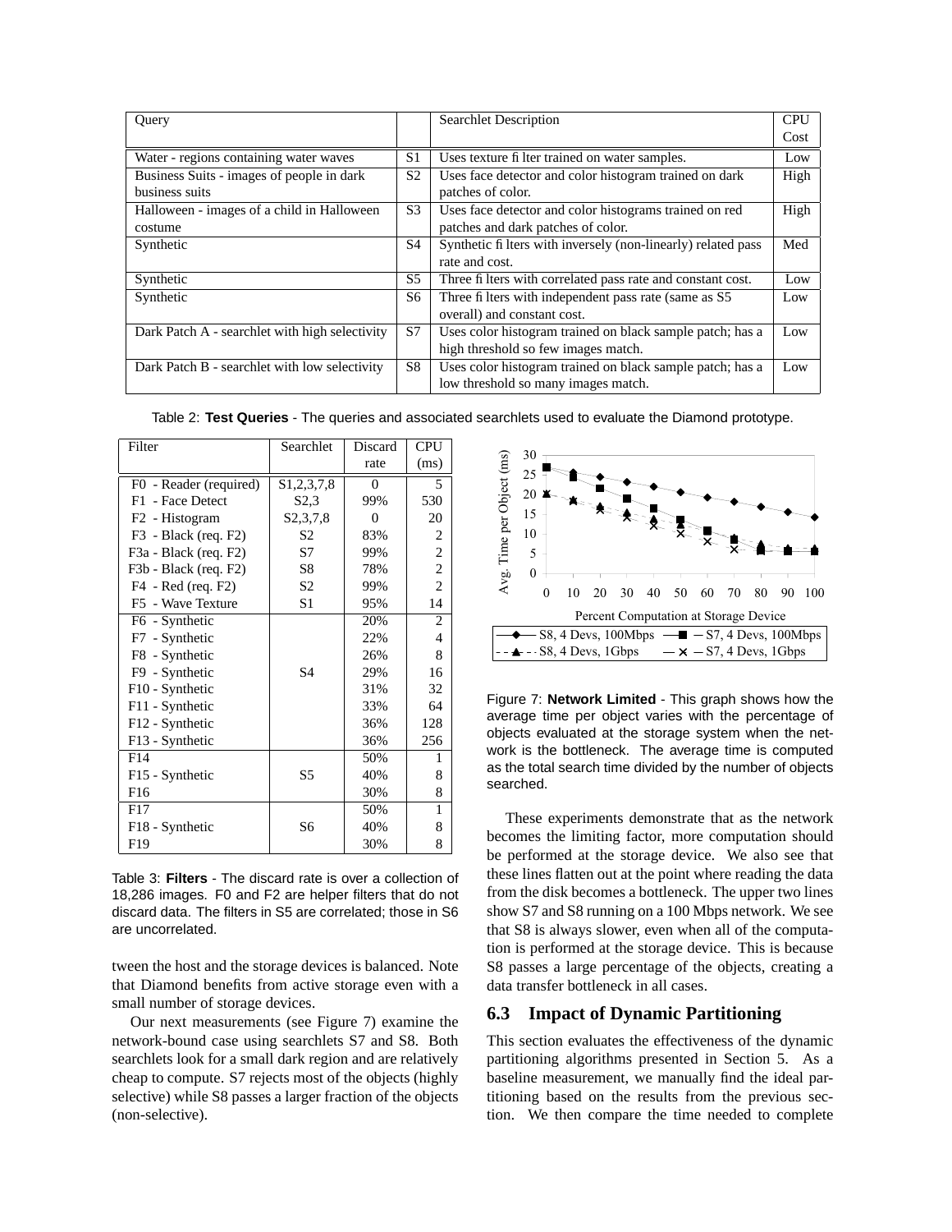| Query | | Searchlet Description | CPU Cost |
|---|---|---|---|
| Water - regions containing water waves | S1 | Uses texture filter trained on water samples. | Low |
| Business Suits - images of people in dark business suits | S2 | Uses face detector and color histogram trained on dark patches of color. | High |
| Halloween - images of a child in Halloween costume | S3 | Uses face detector and color histograms trained on red patches and dark patches of color. | High |
| Synthetic | S4 | Synthetic filters with inversely (non-linearly) related pass rate and cost. | Med |
| Synthetic | S5 | Three filters with correlated pass rate and constant cost. | Low |
| Synthetic | S6 | Three filters with independent pass rate (same as S5 overall) and constant cost. | Low |
| Dark Patch A - searchlet with high selectivity | S7 | Uses color histogram trained on black sample patch; has a high threshold so few images match. | Low |
| Dark Patch B - searchlet with low selectivity | S8 | Uses color histogram trained on black sample patch; has a low threshold so many images match. | Low |

Table 2: **Test Queries** - The queries and associated searchlets used to evaluate the Diamond prototype.

| Filter | Searchlet | Discard rate | CPU (ms) |
|---|---|---|---|
| F0 - Reader (required) | S1,2,3,7,8 | 0 | 5 |
| F1 - Face Detect | S2,3 | 99% | 530 |
| F2 - Histogram | S2,3,7,8 | 0 | 20 |
| F3 - Black (req. F2) | S2 | 83% | 2 |
| F3a - Black (req. F2) | S7 | 99% | 2 |
| F3b - Black (req. F2) | S8 | 78% | 2 |
| F4 - Red (req. F2) | S2 | 99% | 2 |
| F5 - Wave Texture | S1 | 95% | 14 |
| F6 - Synthetic | S4 | 20% | 2 |
| F7 - Synthetic | | 22% | 4 |
| F8 - Synthetic | | 26% | 8 |
| F9 - Synthetic | | 29% | 16 |
| F10 - Synthetic | | 31% | 32 |
| F11 - Synthetic | | 33% | 64 |
| F12 - Synthetic | | 36% | 128 |
| F13 - Synthetic | | 36% | 256 |
| F14 | S5 | 50% | 1 |
| F15 - Synthetic | | 40% | 8 |
| F16 | | 30% | 8 |
| F17 | S6 | 50% | 1 |
| F18 - Synthetic | | 40% | 8 |
| F19 | | 30% | 8 |

Table 3: **Filters** - The discard rate is over a collection of 18,286 images. F0 and F2 are helper filters that do not discard data. The filters in S5 are correlated; those in S6 are uncorrelated.

tween the host and the storage devices is balanced. Note that Diamond benefits from active storage even with a small number of storage devices.

Our next measurements (see Figure 7) examine the network-bound case using searchlets S7 and S8. Both searchlets look for a small dark region and are relatively cheap to compute. S7 rejects most of the objects (highly selective) while S8 passes a larger fraction of the objects (non-selective).

Figure 7: **Network Limited** - This graph shows how the average time per object varies with the percentage of objects evaluated at the storage system when the network is the bottleneck. The average time is computed as the total search time divided by the number of objects searched.

These experiments demonstrate that as the network becomes the limiting factor, more computation should be performed at the storage device. We also see that these lines flatten out at the point where reading the data from the disk becomes a bottleneck. The upper two lines show S7 and S8 running on a 100 Mbps network. We see that S8 is always slower, even when all of the computation is performed at the storage device. This is because S8 passes a large percentage of the objects, creating a data transfer bottleneck in all cases.

## 6.3 Impact of Dynamic Partitioning

This section evaluates the effectiveness of the dynamic partitioning algorithms presented in Section 5. As a baseline measurement, we manually find the ideal partitioning based on the results from the previous section. We then compare the time needed to complete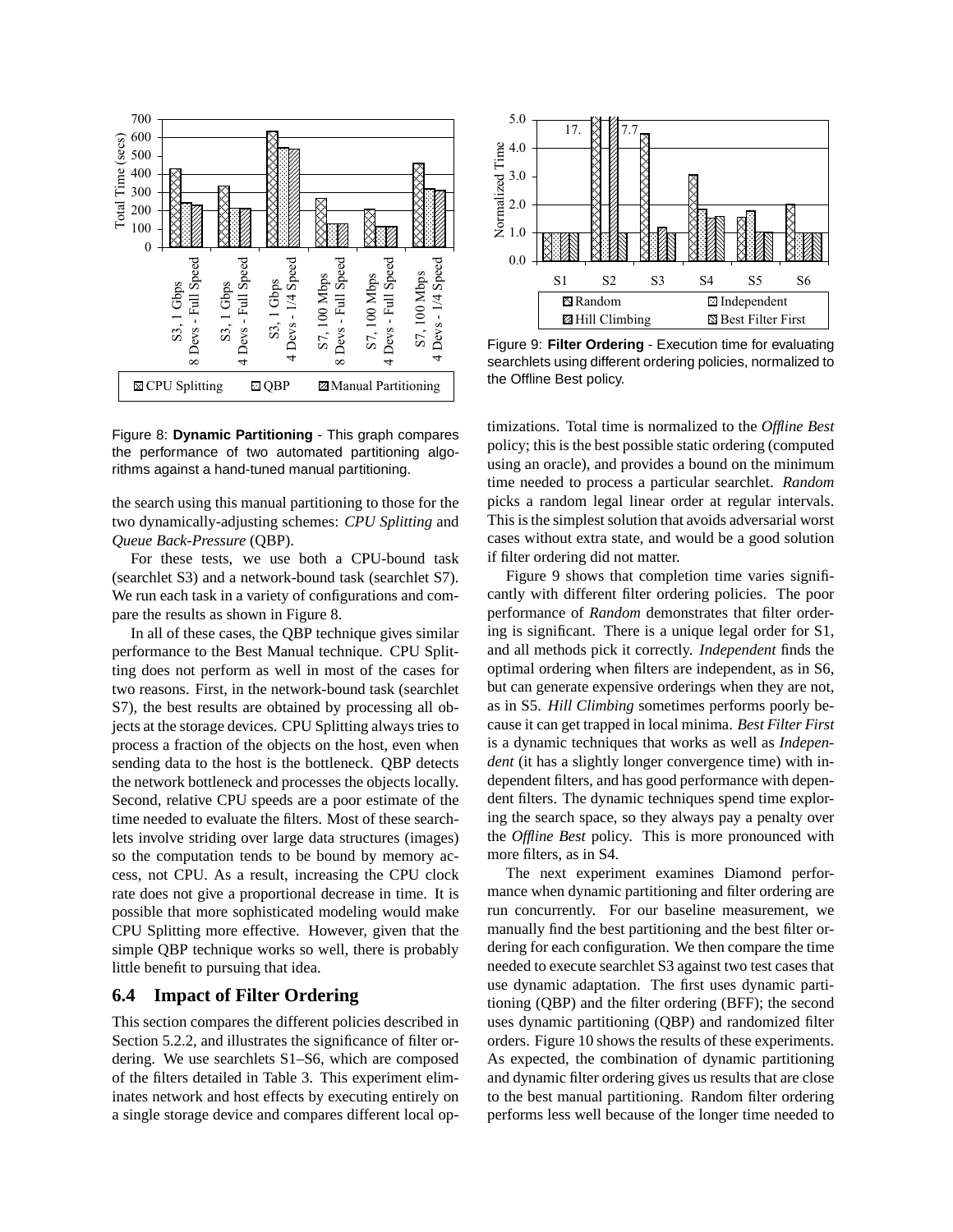Figure 8: **Dynamic Partitioning** - This graph compares the performance of two automated partitioning algorithms against a hand-tuned manual partitioning.

the search using this manual partitioning to those for the two dynamically-adjusting schemes: *CPU Splitting* and *Queue Back-Pressure* (QBP).

For these tests, we use both a CPU-bound task (searchlet S3) and a network-bound task (searchlet S7). We run each task in a variety of configurations and compare the results as shown in Figure 8.

In all of these cases, the QBP technique gives similar performance to the Best Manual technique. CPU Splitting does not perform as well in most of the cases for two reasons. First, in the network-bound task (searchlet S7), the best results are obtained by processing all objects at the storage devices. CPU Splitting always tries to process a fraction of the objects on the host, even when sending data to the host is the bottleneck. QBP detects the network bottleneck and processes the objects locally. Second, relative CPU speeds are a poor estimate of the time needed to evaluate the filters. Most of these searchlets involve striding over large data structures (images) so the computation tends to be bound by memory access, not CPU. As a result, increasing the CPU clock rate does not give a proportional decrease in time. It is possible that more sophisticated modeling would make CPU Splitting more effective. However, given that the simple QBP technique works so well, there is probably little benefit to pursuing that idea.

## 6.4 Impact of Filter Ordering

This section compares the different policies described in Section 5.2.2, and illustrates the significance of filter ordering. We use searchlets S1–S6, which are composed of the filters detailed in Table 3. This experiment eliminates network and host effects by executing entirely on a single storage device and compares different local optimizations. Total time is normalized to the *Offline Best* policy; this is the best possible static ordering (computed using an oracle), and provides a bound on the minimum time needed to process a particular searchlet. *Random* picks a random legal linear order at regular intervals. This is the simplest solution that avoids adversarial worst cases without extra state, and would be a good solution if filter ordering did not matter.

Figure 9: **Filter Ordering** - Execution time for evaluating searchlets using different ordering policies, normalized to the Offline Best policy.

Figure 9 shows that completion time varies significantly with different filter ordering policies. The poor performance of *Random* demonstrates that filter ordering is significant. There is a unique legal order for S1, and all methods pick it correctly. *Independent* finds the optimal ordering when filters are independent, as in S6, but can generate expensive orderings when they are not, as in S5. *Hill Climbing* sometimes performs poorly because it can get trapped in local minima. *Best Filter First* is a dynamic techniques that works as well as *Independent* (it has a slightly longer convergence time) with independent filters, and has good performance with dependent filters. The dynamic techniques spend time exploring the search space, so they always pay a penalty over the *Offline Best* policy. This is more pronounced with more filters, as in S4.

The next experiment examines Diamond performance when dynamic partitioning and filter ordering are run concurrently. For our baseline measurement, we manually find the best partitioning and the best filter ordering for each configuration. We then compare the time needed to execute searchlet S3 against two test cases that use dynamic adaptation. The first uses dynamic partitioning (QBP) and the filter ordering (BFF); the second uses dynamic partitioning (QBP) and randomized filter orders. Figure 10 shows the results of these experiments. As expected, the combination of dynamic partitioning and dynamic filter ordering gives us results that are close to the best manual partitioning. Random filter ordering performs less well because of the longer time needed to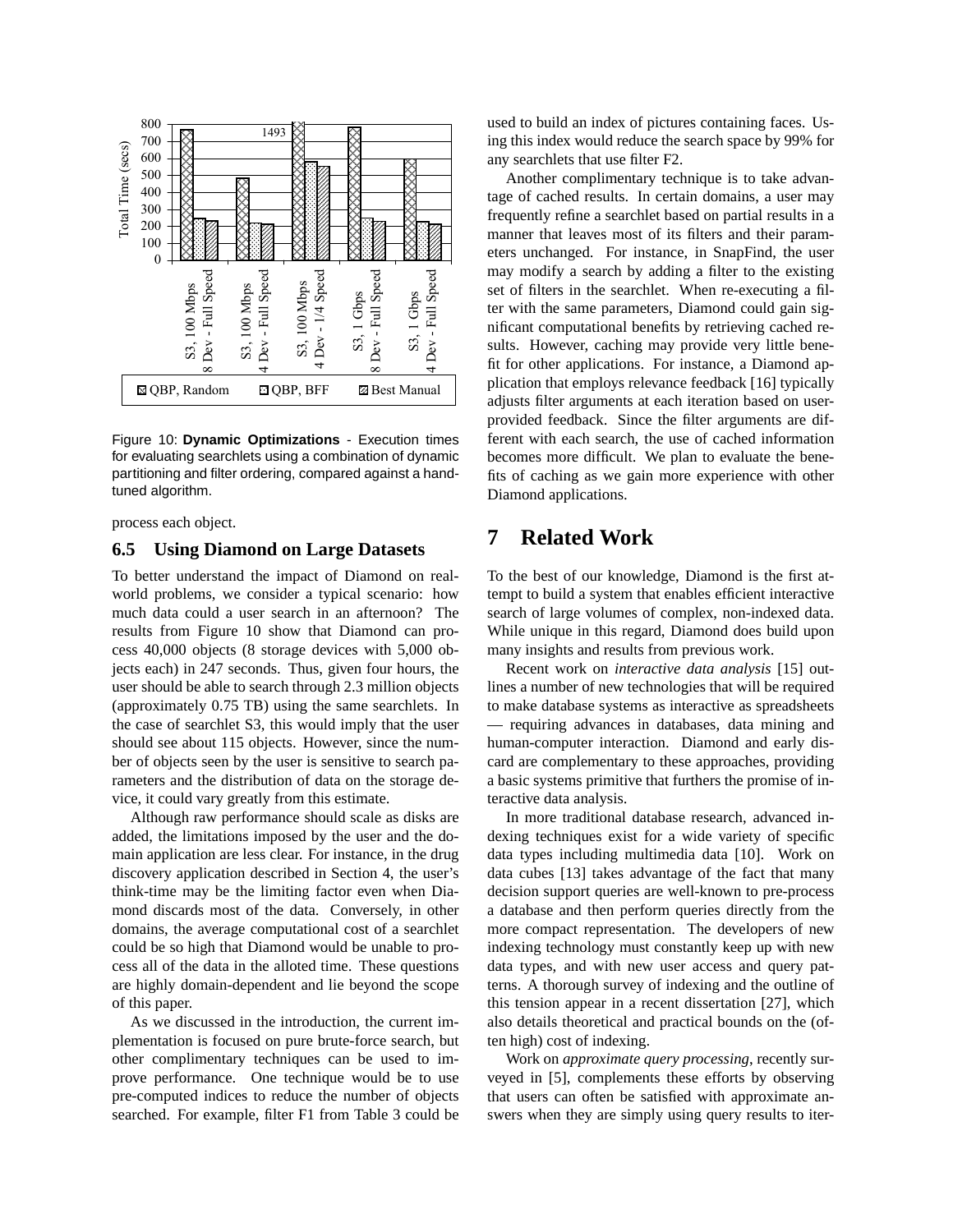Figure 10: **Dynamic Optimizations** - Execution times for evaluating searchlets using a combination of dynamic partitioning and filter ordering, compared against a hand-tuned algorithm.

process each object.

### 6.5 Using Diamond on Large Datasets

To better understand the impact of Diamond on real-world problems, we consider a typical scenario: how much data could a user search in an afternoon? The results from Figure 10 show that Diamond can process 40,000 objects (8 storage devices with 5,000 objects each) in 247 seconds. Thus, given four hours, the user should be able to search through 2.3 million objects (approximately 0.75 TB) using the same searchlets. In the case of searchlet S3, this would imply that the user should see about 115 objects. However, since the number of objects seen by the user is sensitive to search parameters and the distribution of data on the storage device, it could vary greatly from this estimate.

Although raw performance should scale as disks are added, the limitations imposed by the user and the domain application are less clear. For instance, in the drug discovery application described in Section 4, the user's think-time may be the limiting factor even when Diamond discards most of the data. Conversely, in other domains, the average computational cost of a searchlet could be so high that Diamond would be unable to process all of the data in the alloted time. These questions are highly domain-dependent and lie beyond the scope of this paper.

As we discussed in the introduction, the current implementation is focused on pure brute-force search, but other complimentary techniques can be used to improve performance. One technique would be to use pre-computed indices to reduce the number of objects searched. For example, filter F1 from Table 3 could be used to build an index of pictures containing faces. Using this index would reduce the search space by 99% for any searchlets that use filter F2.

Another complimentary technique is to take advantage of cached results. In certain domains, a user may frequently refine a searchlet based on partial results in a manner that leaves most of its filters and their parameters unchanged. For instance, in SnapFind, the user may modify a search by adding a filter to the existing set of filters in the searchlet. When re-executing a filter with the same parameters, Diamond could gain significant computational benefits by retrieving cached results. However, caching may provide very little benefit for other applications. For instance, a Diamond application that employs relevance feedback [16] typically adjusts filter arguments at each iteration based on user-provided feedback. Since the filter arguments are different with each search, the use of cached information becomes more difficult. We plan to evaluate the benefits of caching as we gain more experience with other Diamond applications.

## 7 Related Work

To the best of our knowledge, Diamond is the first attempt to build a system that enables efficient interactive search of large volumes of complex, non-indexed data. While unique in this regard, Diamond does build upon many insights and results from previous work.

Recent work on *interactive data analysis* [15] outlines a number of new technologies that will be required to make database systems as interactive as spreadsheets — requiring advances in databases, data mining and human-computer interaction. Diamond and early discard are complementary to these approaches, providing a basic systems primitive that furthers the promise of interactive data analysis.

In more traditional database research, advanced indexing techniques exist for a wide variety of specific data types including multimedia data [10]. Work on data cubes [13] takes advantage of the fact that many decision support queries are well-known to pre-process a database and then perform queries directly from the more compact representation. The developers of new indexing technology must constantly keep up with new data types, and with new user access and query patterns. A thorough survey of indexing and the outline of this tension appear in a recent dissertation [27], which also details theoretical and practical bounds on the (often high) cost of indexing.

Work on *approximate query processing*, recently surveyed in [5], complements these efforts by observing that users can often be satisfied with approximate answers when they are simply using query results to iter-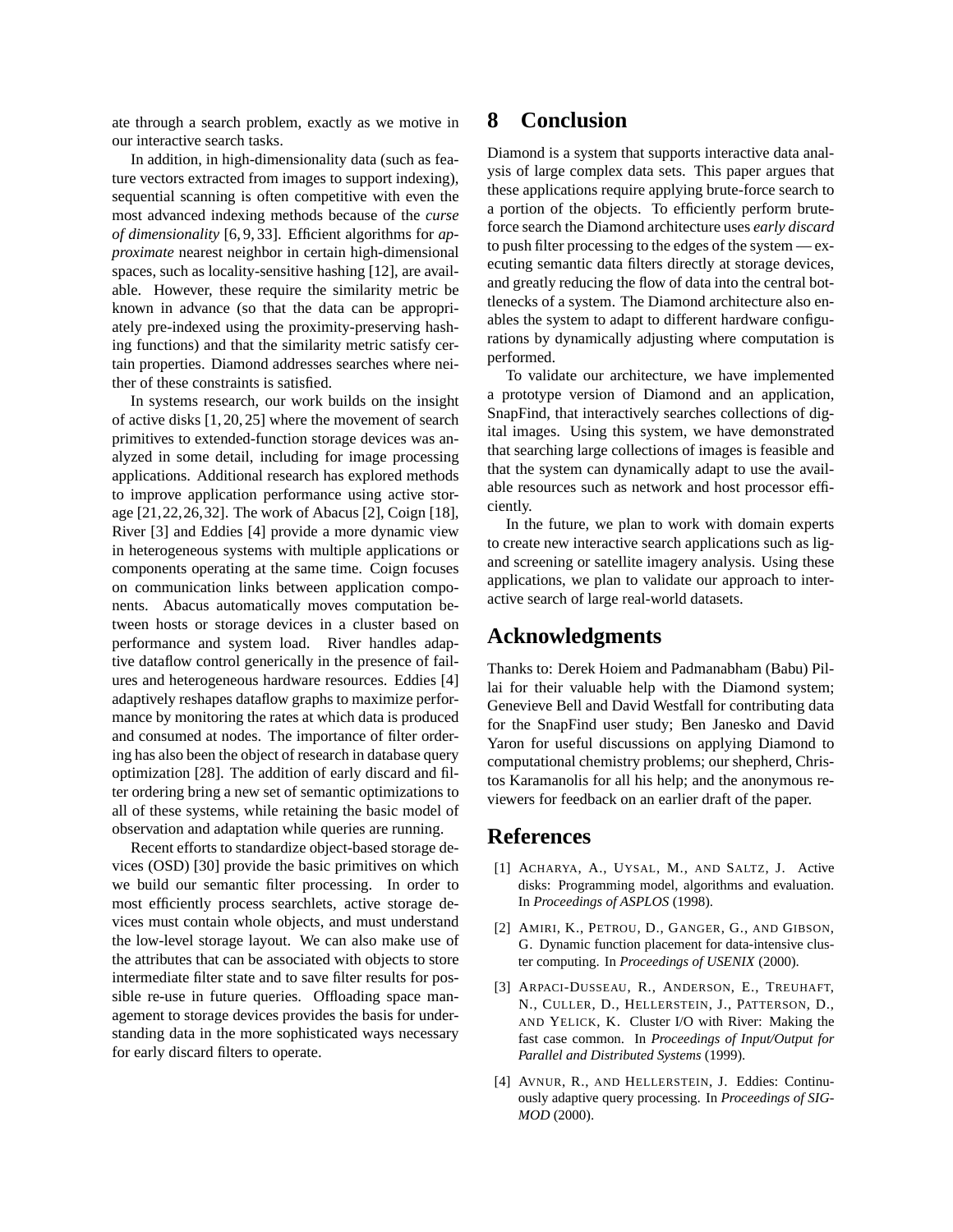ate through a search problem, exactly as we motive in our interactive search tasks.

In addition, in high-dimensionality data (such as feature vectors extracted from images to support indexing), sequential scanning is often competitive with even the most advanced indexing methods because of the *curse of dimensionality* [6, 9, 33]. Efficient algorithms for *approximate* nearest neighbor in certain high-dimensional spaces, such as locality-sensitive hashing [12], are available. However, these require the similarity metric be known in advance (so that the data can be appropriately pre-indexed using the proximity-preserving hashing functions) and that the similarity metric satisfy certain properties. Diamond addresses searches where neither of these constraints is satisfied.

In systems research, our work builds on the insight of active disks [1, 20, 25] where the movement of search primitives to extended-function storage devices was analyzed in some detail, including for image processing applications. Additional research has explored methods to improve application performance using active storage [21, 22, 26, 32]. The work of Abacus [2], Coign [18], River [3] and Eddies [4] provide a more dynamic view in heterogeneous systems with multiple applications or components operating at the same time. Coign focuses on communication links between application components. Abacus automatically moves computation between hosts or storage devices in a cluster based on performance and system load. River handles adaptive dataflow control generically in the presence of failures and heterogeneous hardware resources. Eddies [4] adaptively reshapes dataflow graphs to maximize performance by monitoring the rates at which data is produced and consumed at nodes. The importance of filter ordering has also been the object of research in database query optimization [28]. The addition of early discard and filter ordering bring a new set of semantic optimizations to all of these systems, while retaining the basic model of observation and adaptation while queries are running.

Recent efforts to standardize object-based storage devices (OSD) [30] provide the basic primitives on which we build our semantic filter processing. In order to most efficiently process searchlets, active storage devices must contain whole objects, and must understand the low-level storage layout. We can also make use of the attributes that can be associated with objects to store intermediate filter state and to save filter results for possible re-use in future queries. Offloading space management to storage devices provides the basis for understanding data in the more sophisticated ways necessary for early discard filters to operate.

# 8 Conclusion

Diamond is a system that supports interactive data analysis of large complex data sets. This paper argues that these applications require applying brute-force search to a portion of the objects. To efficiently perform brute-force search the Diamond architecture uses *early discard* to push filter processing to the edges of the system — executing semantic data filters directly at storage devices, and greatly reducing the flow of data into the central bottlenecks of a system. The Diamond architecture also enables the system to adapt to different hardware configurations by dynamically adjusting where computation is performed.

To validate our architecture, we have implemented a prototype version of Diamond and an application, SnapFind, that interactively searches collections of digital images. Using this system, we have demonstrated that searching large collections of images is feasible and that the system can dynamically adapt to use the available resources such as network and host processor efficiently.

In the future, we plan to work with domain experts to create new interactive search applications such as ligand screening or satellite imagery analysis. Using these applications, we plan to validate our approach to interactive search of large real-world datasets.

# Acknowledgments

Thanks to: Derek Hoiem and Padmanabham (Babu) Pillai for their valuable help with the Diamond system; Genevieve Bell and David Westfall for contributing data for the SnapFind user study; Ben Janesko and David Yaron for useful discussions on applying Diamond to computational chemistry problems; our shepherd, Christos Karamanolis for all his help; and the anonymous reviewers for feedback on an earlier draft of the paper.

# References

[1] Acharya, A., Uysal, M., and Saltz, J. Active disks: Programming model, algorithms and evaluation. In *Proceedings of ASPLOS* (1998).

[2] Amiri, K., Petrou, D., Ganger, G., and Gibson, G. Dynamic function placement for data-intensive cluster computing. In *Proceedings of USENIX* (2000).

[3] Arpaci-Dusseau, R., Anderson, E., Treuhaft, N., Culler, D., Hellerstein, J., Patterson, D., and Yelick, K. Cluster I/O with River: Making the fast case common. In *Proceedings of Input/Output for Parallel and Distributed Systems* (1999).

[4] Avnur, R., and Hellerstein, J. Eddies: Continuously adaptive query processing. In *Proceedings of SIGMOD* (2000).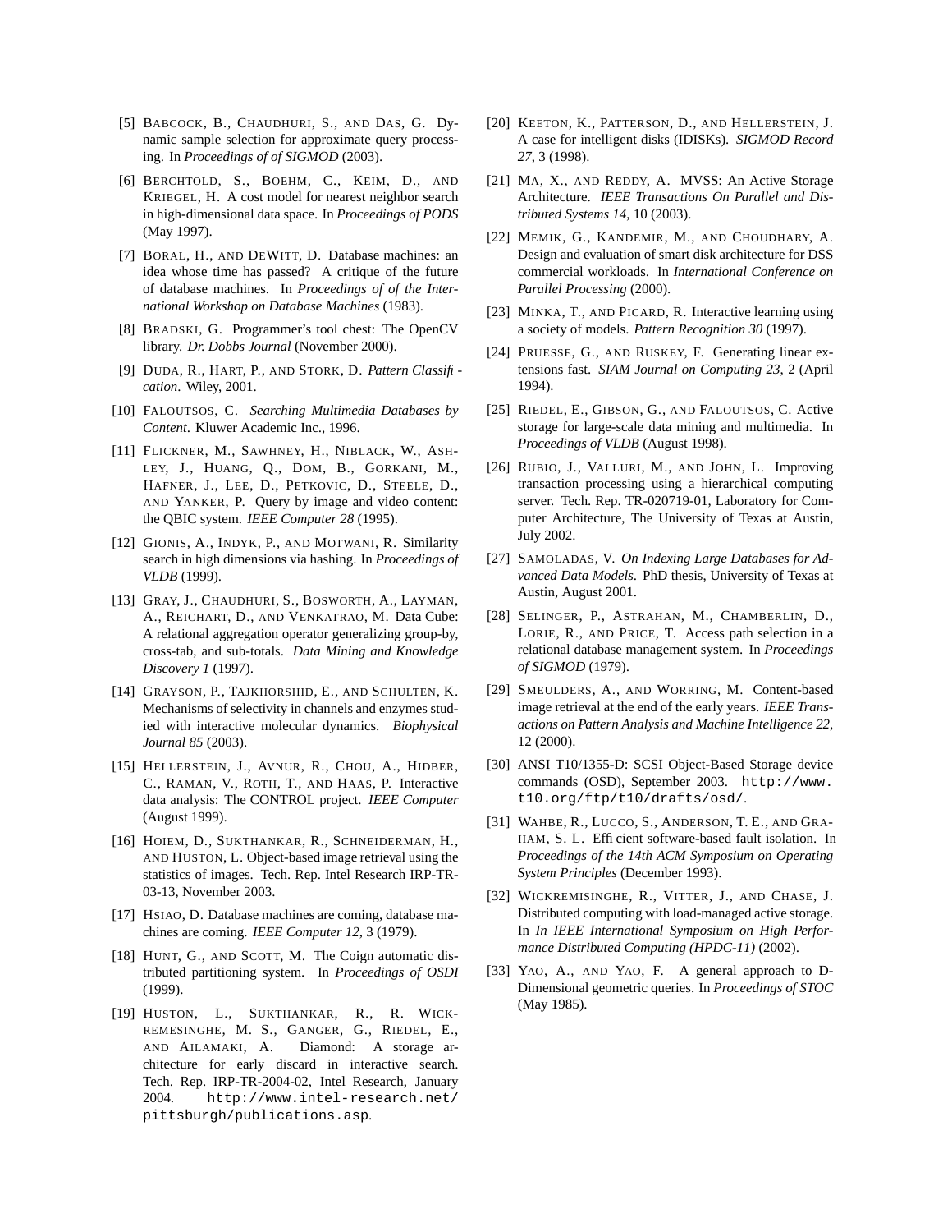[5] Babcock, B., Chaudhuri, S., and Das, G. Dynamic sample selection for approximate query processing. In *Proceedings of of SIGMOD* (2003).

[6] Berchtold, S., Boehm, C., Keim, D., and Kriegel, H. A cost model for nearest neighbor search in high-dimensional data space. In *Proceedings of PODS* (May 1997).

[7] Boral, H., and DeWitt, D. Database machines: an idea whose time has passed? A critique of the future of database machines. In *Proceedings of of the International Workshop on Database Machines* (1983).

[8] Bradski, G. Programmer's tool chest: The OpenCV library. *Dr. Dobbs Journal* (November 2000).

[9] Duda, R., Hart, P., and Stork, D. *Pattern Classification*. Wiley, 2001.

[10] Faloutsos, C. *Searching Multimedia Databases by Content*. Kluwer Academic Inc., 1996.

[11] Flickner, M., Sawhney, H., Niblack, W., Ashley, J., Huang, Q., Dom, B., Gorkani, M., Hafner, J., Lee, D., Petkovic, D., Steele, D., and Yanker, P. Query by image and video content: the QBIC system. *IEEE Computer 28* (1995).

[12] Gionis, A., Indyk, P., and Motwani, R. Similarity search in high dimensions via hashing. In *Proceedings of VLDB* (1999).

[13] Gray, J., Chaudhuri, S., Bosworth, A., Layman, A., Reichart, D., and Venkatrao, M. Data Cube: A relational aggregation operator generalizing group-by, cross-tab, and sub-totals. *Data Mining and Knowledge Discovery 1* (1997).

[14] Grayson, P., Tajkhorshid, E., and Schulten, K. Mechanisms of selectivity in channels and enzymes studied with interactive molecular dynamics. *Biophysical Journal 85* (2003).

[15] Hellerstein, J., Avnur, R., Chou, A., Hidber, C., Raman, V., Roth, T., and Haas, P. Interactive data analysis: The CONTROL project. *IEEE Computer* (August 1999).

[16] Hoiem, D., Sukthankar, R., Schneiderman, H., and Huston, L. Object-based image retrieval using the statistics of images. Tech. Rep. Intel Research IRP-TR-03-13, November 2003.

[17] Hsiao, D. Database machines are coming, database machines are coming. *IEEE Computer 12*, 3 (1979).

[18] Hunt, G., and Scott, M. The Coign automatic distributed partitioning system. In *Proceedings of OSDI* (1999).

[19] Huston, L., Sukthankar, R., R. Wickremesinghe, M. S., Ganger, G., Riedel, E., and Ailamaki, A. Diamond: A storage architecture for early discard in interactive search. Tech. Rep. IRP-TR-2004-02, Intel Research, January 2004. `http://www.intel-research.net/pittsburgh/publications.asp`.

[20] Keeton, K., Patterson, D., and Hellerstein, J. A case for intelligent disks (IDISKs). *SIGMOD Record 27*, 3 (1998).

[21] Ma, X., and Reddy, A. MVSS: An Active Storage Architecture. *IEEE Transactions On Parallel and Distributed Systems 14*, 10 (2003).

[22] Memik, G., Kandemir, M., and Choudhary, A. Design and evaluation of smart disk architecture for DSS commercial workloads. In *International Conference on Parallel Processing* (2000).

[23] Minka, T., and Picard, R. Interactive learning using a society of models. *Pattern Recognition 30* (1997).

[24] Pruesse, G., and Ruskey, F. Generating linear extensions fast. *SIAM Journal on Computing 23*, 2 (April 1994).

[25] Riedel, E., Gibson, G., and Faloutsos, C. Active storage for large-scale data mining and multimedia. In *Proceedings of VLDB* (August 1998).

[26] Rubio, J., Valluri, M., and John, L. Improving transaction processing using a hierarchical computing server. Tech. Rep. TR-020719-01, Laboratory for Computer Architecture, The University of Texas at Austin, July 2002.

[27] Samoladas, V. *On Indexing Large Databases for Advanced Data Models*. PhD thesis, University of Texas at Austin, August 2001.

[28] Selinger, P., Astrahan, M., Chamberlin, D., Lorie, R., and Price, T. Access path selection in a relational database management system. In *Proceedings of SIGMOD* (1979).

[29] Smeulders, A., and Worring, M. Content-based image retrieval at the end of the early years. *IEEE Transactions on Pattern Analysis and Machine Intelligence 22*, 12 (2000).

[30] ANSI T10/1355-D: SCSI Object-Based Storage device commands (OSD), September 2003. `http://www.t10.org/ftp/t10/drafts/osd/`.

[31] Wahbe, R., Lucco, S., Anderson, T. E., and Graham, S. L. Efficient software-based fault isolation. In *Proceedings of the 14th ACM Symposium on Operating System Principles* (December 1993).

[32] Wickremisinghe, R., Vitter, J., and Chase, J. Distributed computing with load-managed active storage. In *In IEEE International Symposium on High Performance Distributed Computing (HPDC-11)* (2002).

[33] Yao, A., and Yao, F. A general approach to D-Dimensional geometric queries. In *Proceedings of STOC* (May 1985).